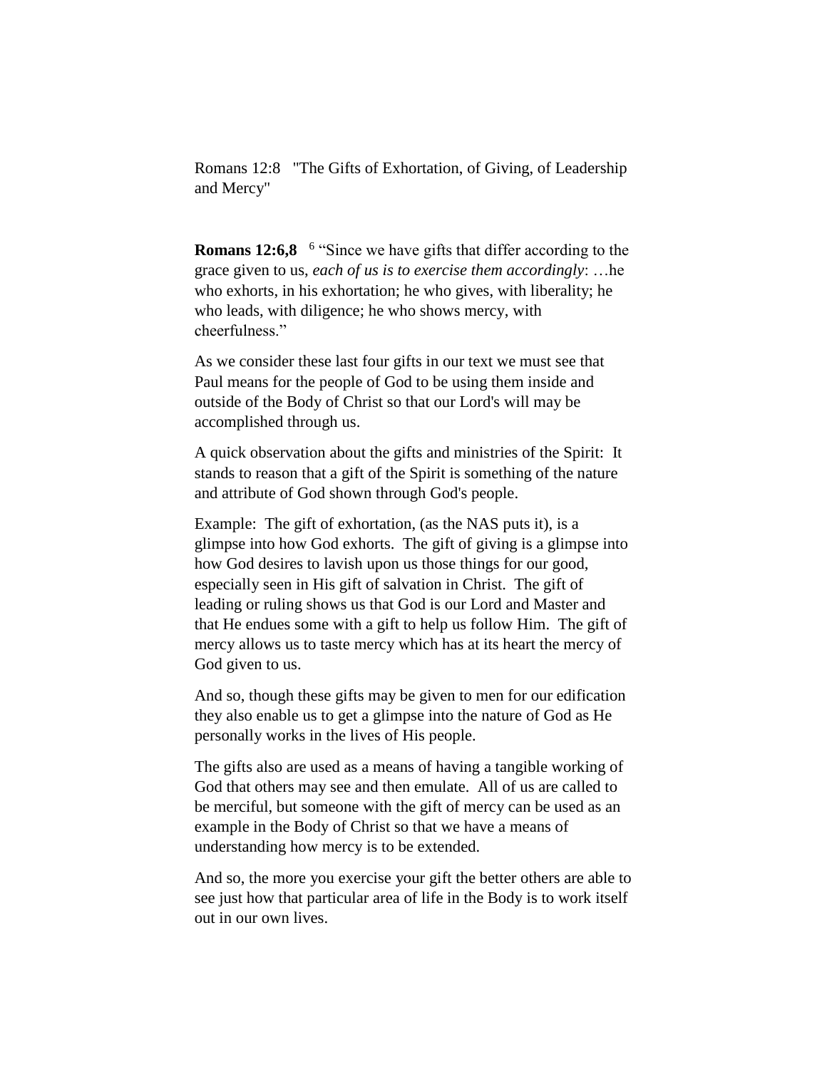Romans 12:8 "The Gifts of Exhortation, of Giving, of Leadership and Mercy"

**Romans 12:6,8** [6] "Since we have gifts that differ according to the grace given to us, *each of us is to exercise them accordingly*: …he who exhorts, in his exhortation; he who gives, with liberality; he who leads, with diligence; he who shows mercy, with cheerfulness."

As we consider these last four gifts in our text we must see that Paul means for the people of God to be using them inside and outside of the Body of Christ so that our Lord's will may be accomplished through us.

A quick observation about the gifts and ministries of the Spirit: It stands to reason that a gift of the Spirit is something of the nature and attribute of God shown through God's people.

Example: The gift of exhortation, (as the NAS puts it), is a glimpse into how God exhorts. The gift of giving is a glimpse into how God desires to lavish upon us those things for our good, especially seen in His gift of salvation in Christ. The gift of leading or ruling shows us that God is our Lord and Master and that He endues some with a gift to help us follow Him. The gift of mercy allows us to taste mercy which has at its heart the mercy of God given to us.

And so, though these gifts may be given to men for our edification they also enable us to get a glimpse into the nature of God as He personally works in the lives of His people.

The gifts also are used as a means of having a tangible working of God that others may see and then emulate. All of us are called to be merciful, but someone with the gift of mercy can be used as an example in the Body of Christ so that we have a means of understanding how mercy is to be extended.

And so, the more you exercise your gift the better others are able to see just how that particular area of life in the Body is to work itself out in our own lives.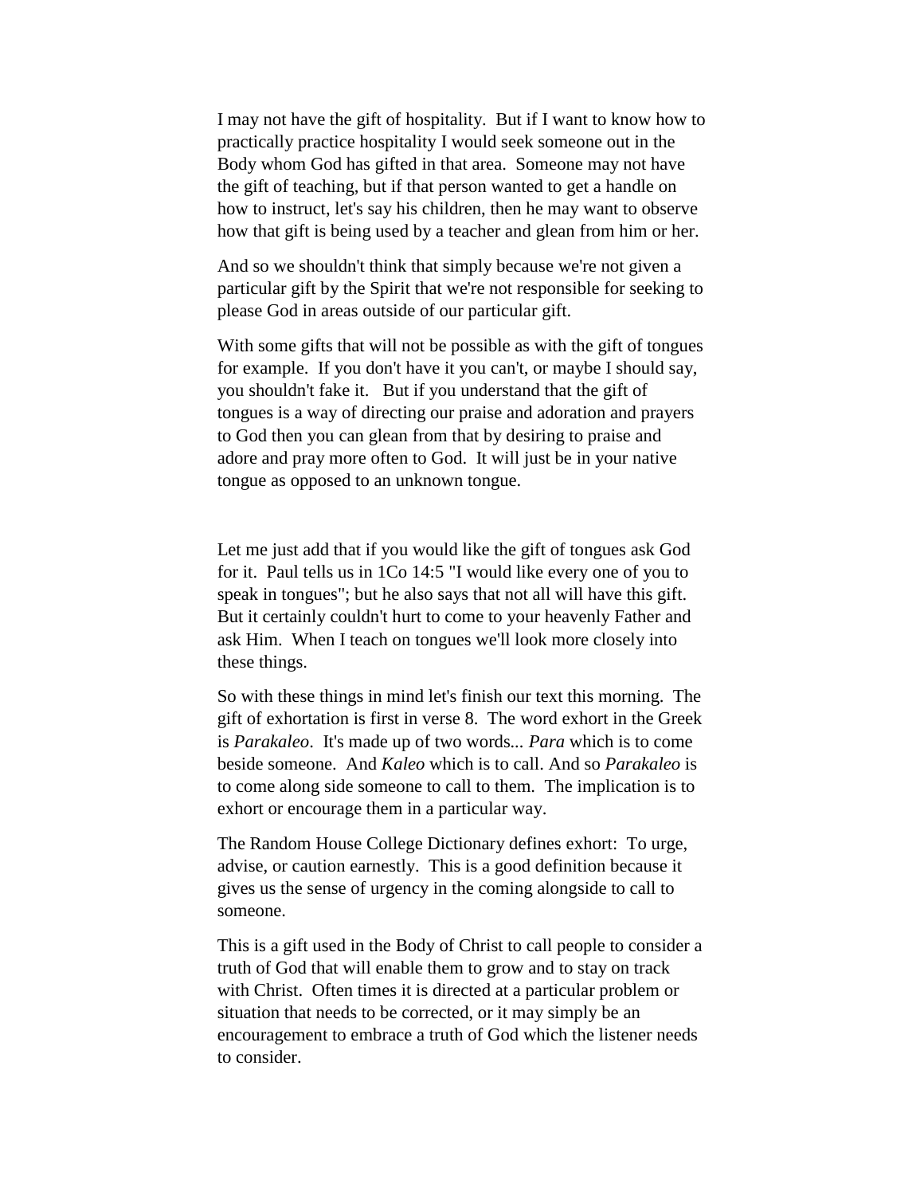I may not have the gift of hospitality. But if I want to know how to practically practice hospitality I would seek someone out in the Body whom God has gifted in that area. Someone may not have the gift of teaching, but if that person wanted to get a handle on how to instruct, let's say his children, then he may want to observe how that gift is being used by a teacher and glean from him or her.

And so we shouldn't think that simply because we're not given a particular gift by the Spirit that we're not responsible for seeking to please God in areas outside of our particular gift.

With some gifts that will not be possible as with the gift of tongues for example. If you don't have it you can't, or maybe I should say, you shouldn't fake it. But if you understand that the gift of tongues is a way of directing our praise and adoration and prayers to God then you can glean from that by desiring to praise and adore and pray more often to God. It will just be in your native tongue as opposed to an unknown tongue.

Let me just add that if you would like the gift of tongues ask God for it. Paul tells us in 1Co 14:5 "I would like every one of you to speak in tongues"; but he also says that not all will have this gift. But it certainly couldn't hurt to come to your heavenly Father and ask Him. When I teach on tongues we'll look more closely into these things.

So with these things in mind let's finish our text this morning. The gift of exhortation is first in verse 8. The word exhort in the Greek is *Parakaleo*. It's made up of two words... *Para* which is to come beside someone. And *Kaleo* which is to call. And so *Parakaleo* is to come along side someone to call to them. The implication is to exhort or encourage them in a particular way.

The Random House College Dictionary defines exhort: To urge, advise, or caution earnestly. This is a good definition because it gives us the sense of urgency in the coming alongside to call to someone.

This is a gift used in the Body of Christ to call people to consider a truth of God that will enable them to grow and to stay on track with Christ. Often times it is directed at a particular problem or situation that needs to be corrected, or it may simply be an encouragement to embrace a truth of God which the listener needs to consider.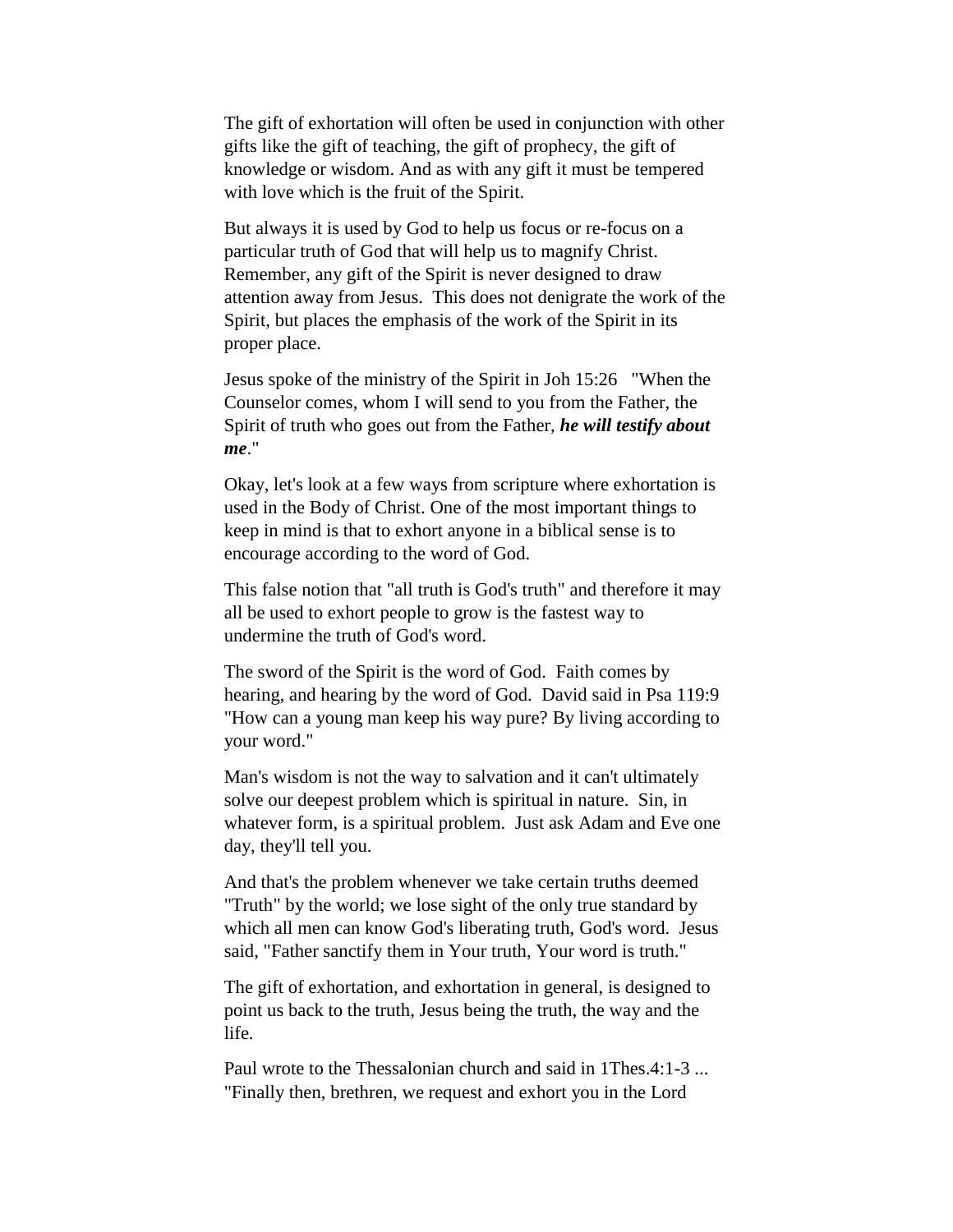The gift of exhortation will often be used in conjunction with other gifts like the gift of teaching, the gift of prophecy, the gift of knowledge or wisdom. And as with any gift it must be tempered with love which is the fruit of the Spirit.

But always it is used by God to help us focus or re-focus on a particular truth of God that will help us to magnify Christ. Remember, any gift of the Spirit is never designed to draw attention away from Jesus. This does not denigrate the work of the Spirit, but places the emphasis of the work of the Spirit in its proper place.

Jesus spoke of the ministry of the Spirit in Joh 15:26 "When the Counselor comes, whom I will send to you from the Father, the Spirit of truth who goes out from the Father, ***he will testify about me***."

Okay, let's look at a few ways from scripture where exhortation is used in the Body of Christ. One of the most important things to keep in mind is that to exhort anyone in a biblical sense is to encourage according to the word of God.

This false notion that "all truth is God's truth" and therefore it may all be used to exhort people to grow is the fastest way to undermine the truth of God's word.

The sword of the Spirit is the word of God. Faith comes by hearing, and hearing by the word of God. David said in Psa 119:9 "How can a young man keep his way pure? By living according to your word."

Man's wisdom is not the way to salvation and it can't ultimately solve our deepest problem which is spiritual in nature. Sin, in whatever form, is a spiritual problem. Just ask Adam and Eve one day, they'll tell you.

And that's the problem whenever we take certain truths deemed "Truth" by the world; we lose sight of the only true standard by which all men can know God's liberating truth, God's word. Jesus said, "Father sanctify them in Your truth, Your word is truth."

The gift of exhortation, and exhortation in general, is designed to point us back to the truth, Jesus being the truth, the way and the life.

Paul wrote to the Thessalonian church and said in 1Thes.4:1-3 ... "Finally then, brethren, we request and exhort you in the Lord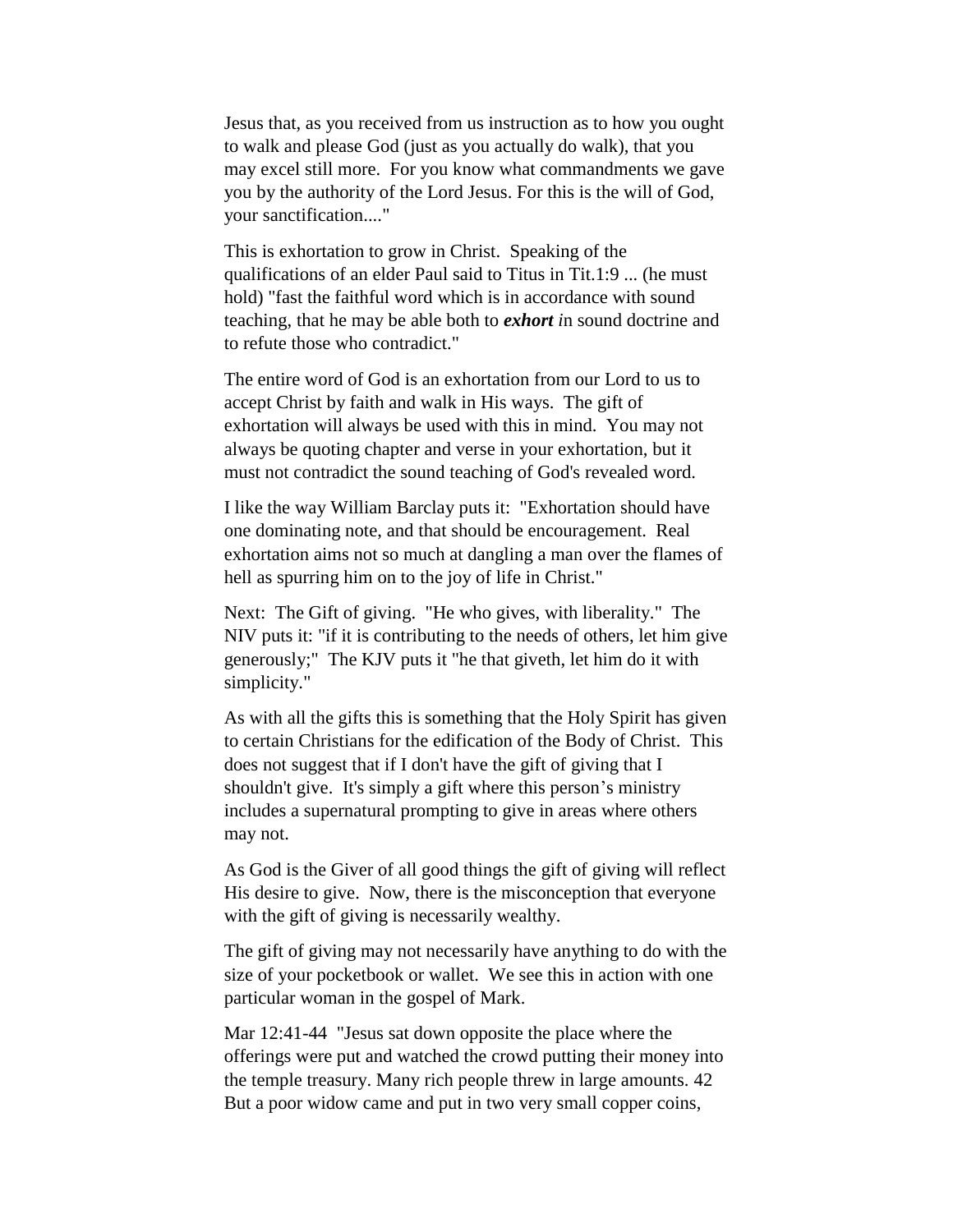Jesus that, as you received from us instruction as to how you ought to walk and please God (just as you actually do walk), that you may excel still more. For you know what commandments we gave you by the authority of the Lord Jesus. For this is the will of God, your sanctification...."

This is exhortation to grow in Christ. Speaking of the qualifications of an elder Paul said to Titus in Tit.1:9 ... (he must hold) "fast the faithful word which is in accordance with sound teaching, that he may be able both to ***exhort*** *i*n sound doctrine and to refute those who contradict."

The entire word of God is an exhortation from our Lord to us to accept Christ by faith and walk in His ways. The gift of exhortation will always be used with this in mind. You may not always be quoting chapter and verse in your exhortation, but it must not contradict the sound teaching of God's revealed word.

I like the way William Barclay puts it: "Exhortation should have one dominating note, and that should be encouragement. Real exhortation aims not so much at dangling a man over the flames of hell as spurring him on to the joy of life in Christ."

Next: The Gift of giving. "He who gives, with liberality." The NIV puts it: "if it is contributing to the needs of others, let him give generously;" The KJV puts it "he that giveth, let him do it with simplicity."

As with all the gifts this is something that the Holy Spirit has given to certain Christians for the edification of the Body of Christ. This does not suggest that if I don't have the gift of giving that I shouldn't give. It's simply a gift where this person's ministry includes a supernatural prompting to give in areas where others may not.

As God is the Giver of all good things the gift of giving will reflect His desire to give. Now, there is the misconception that everyone with the gift of giving is necessarily wealthy.

The gift of giving may not necessarily have anything to do with the size of your pocketbook or wallet. We see this in action with one particular woman in the gospel of Mark.

Mar 12:41-44 "Jesus sat down opposite the place where the offerings were put and watched the crowd putting their money into the temple treasury. Many rich people threw in large amounts. 42 But a poor widow came and put in two very small copper coins,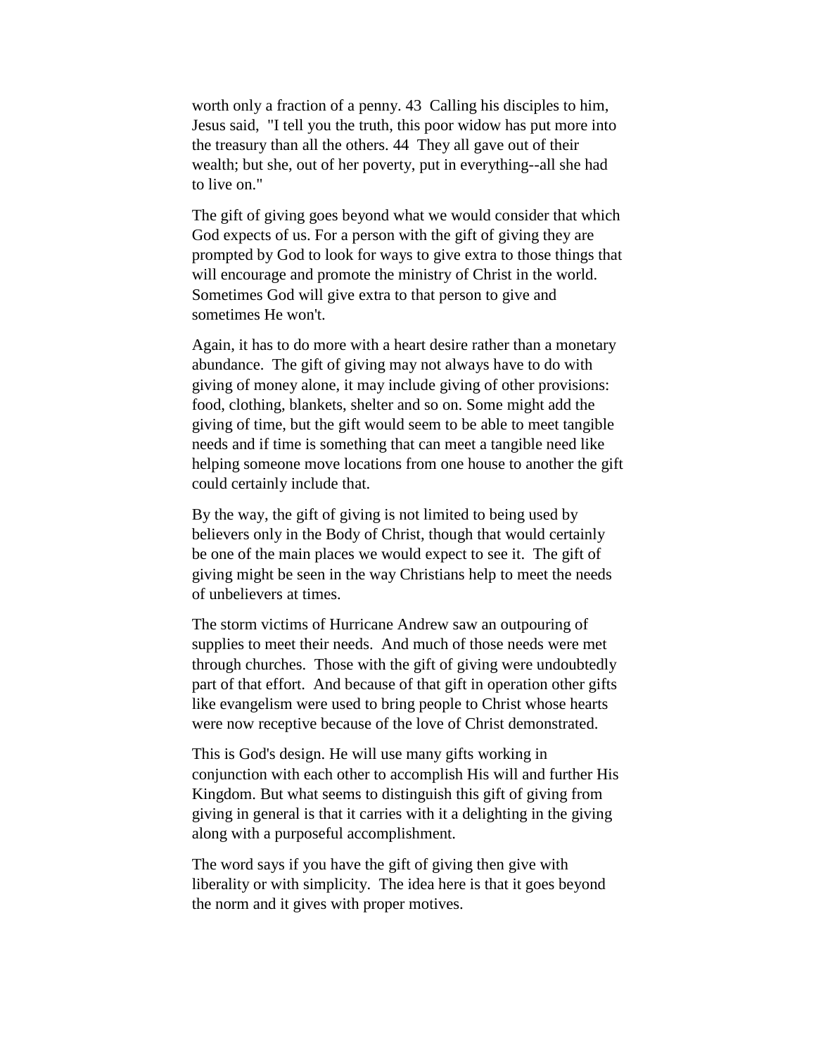worth only a fraction of a penny. 43  Calling his disciples to him, Jesus said,  "I tell you the truth, this poor widow has put more into the treasury than all the others. 44  They all gave out of their wealth; but she, out of her poverty, put in everything--all she had to live on."

The gift of giving goes beyond what we would consider that which God expects of us. For a person with the gift of giving they are prompted by God to look for ways to give extra to those things that will encourage and promote the ministry of Christ in the world. Sometimes God will give extra to that person to give and sometimes He won't.

Again, it has to do more with a heart desire rather than a monetary abundance.  The gift of giving may not always have to do with giving of money alone, it may include giving of other provisions: food, clothing, blankets, shelter and so on. Some might add the giving of time, but the gift would seem to be able to meet tangible needs and if time is something that can meet a tangible need like helping someone move locations from one house to another the gift could certainly include that.

By the way, the gift of giving is not limited to being used by believers only in the Body of Christ, though that would certainly be one of the main places we would expect to see it.  The gift of giving might be seen in the way Christians help to meet the needs of unbelievers at times.

The storm victims of Hurricane Andrew saw an outpouring of supplies to meet their needs.  And much of those needs were met through churches.  Those with the gift of giving were undoubtedly part of that effort.  And because of that gift in operation other gifts like evangelism were used to bring people to Christ whose hearts were now receptive because of the love of Christ demonstrated.

This is God's design. He will use many gifts working in conjunction with each other to accomplish His will and further His Kingdom. But what seems to distinguish this gift of giving from giving in general is that it carries with it a delighting in the giving along with a purposeful accomplishment.

The word says if you have the gift of giving then give with liberality or with simplicity.  The idea here is that it goes beyond the norm and it gives with proper motives.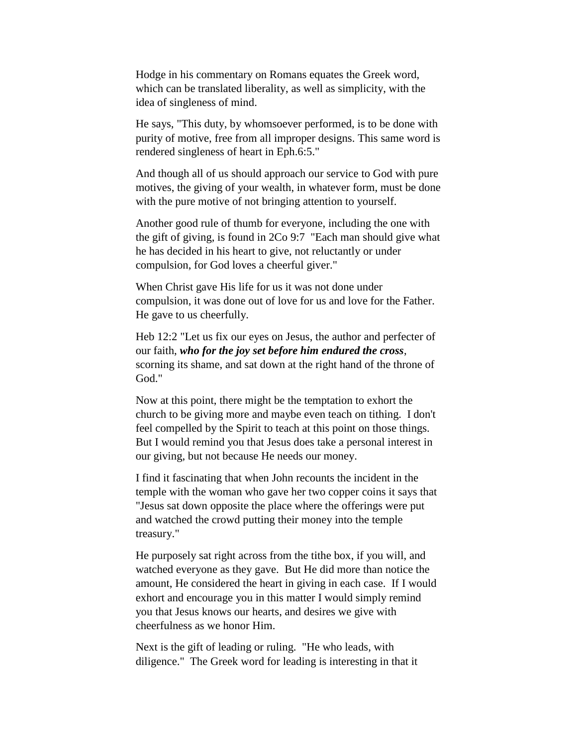Hodge in his commentary on Romans equates the Greek word, which can be translated liberality, as well as simplicity, with the idea of singleness of mind.

He says, "This duty, by whomsoever performed, is to be done with purity of motive, free from all improper designs. This same word is rendered singleness of heart in Eph.6:5."

And though all of us should approach our service to God with pure motives, the giving of your wealth, in whatever form, must be done with the pure motive of not bringing attention to yourself.

Another good rule of thumb for everyone, including the one with the gift of giving, is found in 2Co 9:7 "Each man should give what he has decided in his heart to give, not reluctantly or under compulsion, for God loves a cheerful giver."

When Christ gave His life for us it was not done under compulsion, it was done out of love for us and love for the Father. He gave to us cheerfully.

Heb 12:2 "Let us fix our eyes on Jesus, the author and perfecter of our faith, ***who for the joy set before him endured the cross***, scorning its shame, and sat down at the right hand of the throne of God."

Now at this point, there might be the temptation to exhort the church to be giving more and maybe even teach on tithing. I don't feel compelled by the Spirit to teach at this point on those things. But I would remind you that Jesus does take a personal interest in our giving, but not because He needs our money.

I find it fascinating that when John recounts the incident in the temple with the woman who gave her two copper coins it says that "Jesus sat down opposite the place where the offerings were put and watched the crowd putting their money into the temple treasury."

He purposely sat right across from the tithe box, if you will, and watched everyone as they gave. But He did more than notice the amount, He considered the heart in giving in each case. If I would exhort and encourage you in this matter I would simply remind you that Jesus knows our hearts, and desires we give with cheerfulness as we honor Him.

Next is the gift of leading or ruling. "He who leads, with diligence." The Greek word for leading is interesting in that it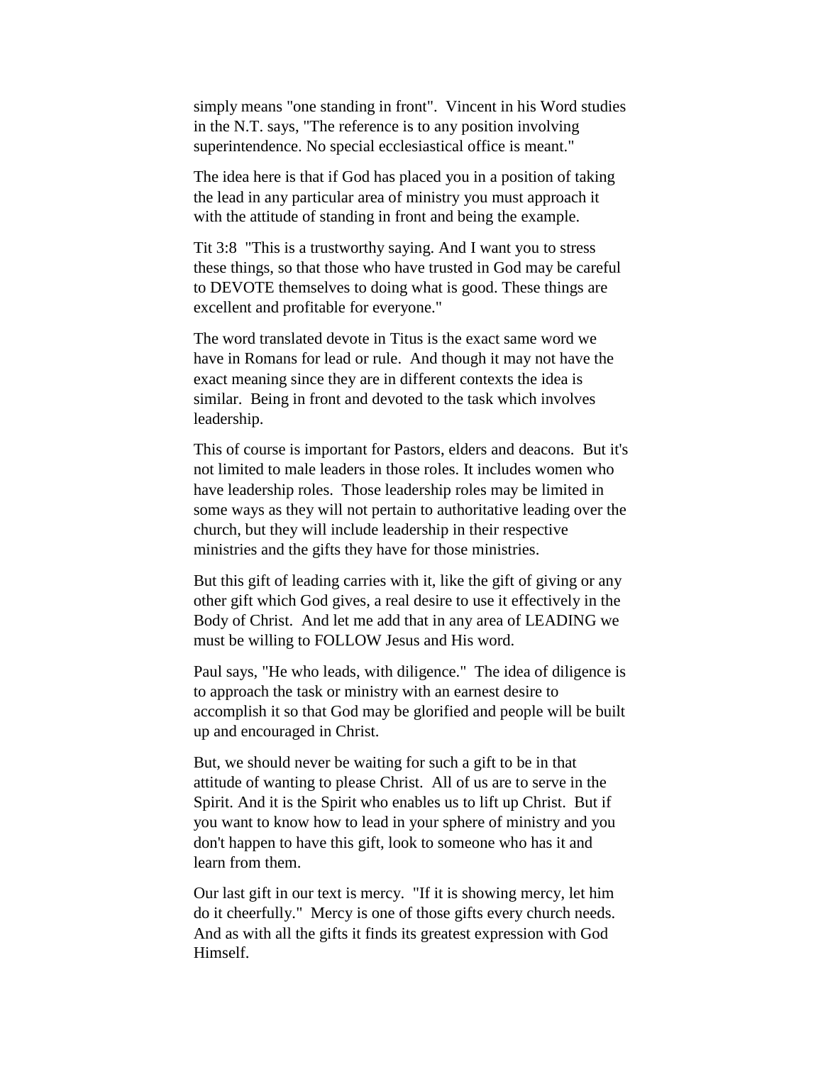simply means "one standing in front". Vincent in his Word studies in the N.T. says, "The reference is to any position involving superintendence. No special ecclesiastical office is meant."

The idea here is that if God has placed you in a position of taking the lead in any particular area of ministry you must approach it with the attitude of standing in front and being the example.

Tit 3:8 "This is a trustworthy saying. And I want you to stress these things, so that those who have trusted in God may be careful to DEVOTE themselves to doing what is good. These things are excellent and profitable for everyone."

The word translated devote in Titus is the exact same word we have in Romans for lead or rule. And though it may not have the exact meaning since they are in different contexts the idea is similar. Being in front and devoted to the task which involves leadership.

This of course is important for Pastors, elders and deacons. But it's not limited to male leaders in those roles. It includes women who have leadership roles. Those leadership roles may be limited in some ways as they will not pertain to authoritative leading over the church, but they will include leadership in their respective ministries and the gifts they have for those ministries.

But this gift of leading carries with it, like the gift of giving or any other gift which God gives, a real desire to use it effectively in the Body of Christ. And let me add that in any area of LEADING we must be willing to FOLLOW Jesus and His word.

Paul says, "He who leads, with diligence." The idea of diligence is to approach the task or ministry with an earnest desire to accomplish it so that God may be glorified and people will be built up and encouraged in Christ.

But, we should never be waiting for such a gift to be in that attitude of wanting to please Christ. All of us are to serve in the Spirit. And it is the Spirit who enables us to lift up Christ. But if you want to know how to lead in your sphere of ministry and you don't happen to have this gift, look to someone who has it and learn from them.

Our last gift in our text is mercy. "If it is showing mercy, let him do it cheerfully." Mercy is one of those gifts every church needs. And as with all the gifts it finds its greatest expression with God Himself.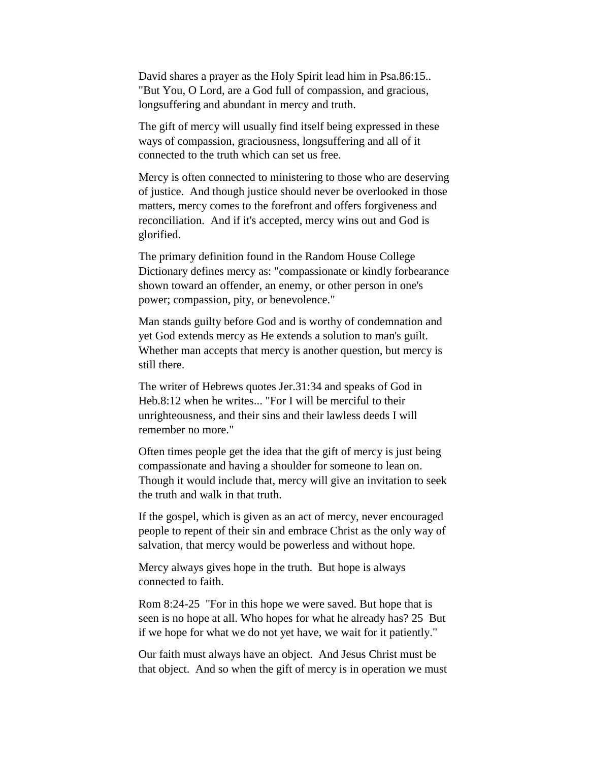David shares a prayer as the Holy Spirit lead him in Psa.86:15.. "But You, O Lord, are a God full of compassion, and gracious, longsuffering and abundant in mercy and truth.

The gift of mercy will usually find itself being expressed in these ways of compassion, graciousness, longsuffering and all of it connected to the truth which can set us free.

Mercy is often connected to ministering to those who are deserving of justice. And though justice should never be overlooked in those matters, mercy comes to the forefront and offers forgiveness and reconciliation. And if it's accepted, mercy wins out and God is glorified.

The primary definition found in the Random House College Dictionary defines mercy as: "compassionate or kindly forbearance shown toward an offender, an enemy, or other person in one's power; compassion, pity, or benevolence."

Man stands guilty before God and is worthy of condemnation and yet God extends mercy as He extends a solution to man's guilt. Whether man accepts that mercy is another question, but mercy is still there.

The writer of Hebrews quotes Jer.31:34 and speaks of God in Heb.8:12 when he writes... "For I will be merciful to their unrighteousness, and their sins and their lawless deeds I will remember no more."

Often times people get the idea that the gift of mercy is just being compassionate and having a shoulder for someone to lean on. Though it would include that, mercy will give an invitation to seek the truth and walk in that truth.

If the gospel, which is given as an act of mercy, never encouraged people to repent of their sin and embrace Christ as the only way of salvation, that mercy would be powerless and without hope.

Mercy always gives hope in the truth. But hope is always connected to faith.

Rom 8:24-25 "For in this hope we were saved. But hope that is seen is no hope at all. Who hopes for what he already has? 25 But if we hope for what we do not yet have, we wait for it patiently."

Our faith must always have an object. And Jesus Christ must be that object. And so when the gift of mercy is in operation we must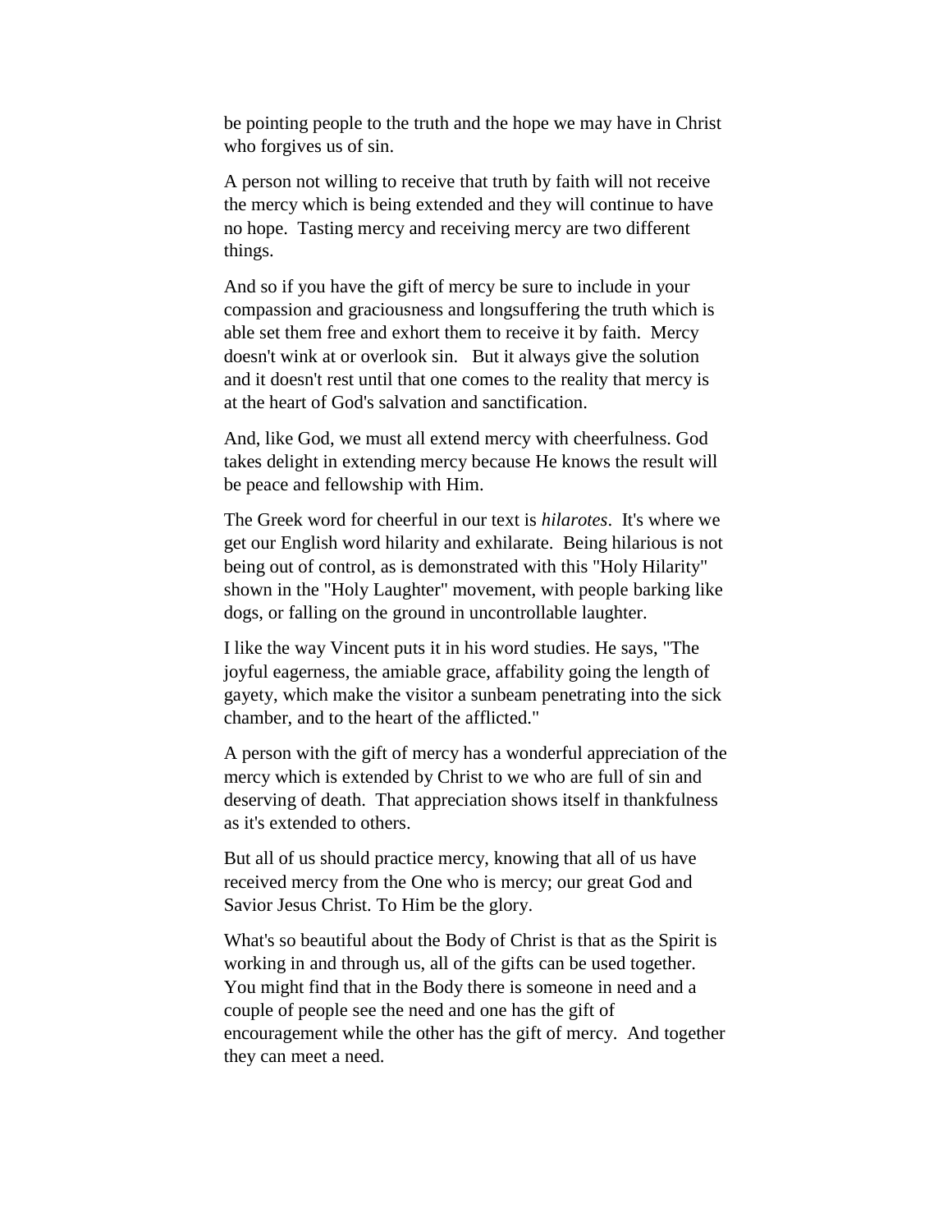be pointing people to the truth and the hope we may have in Christ who forgives us of sin.

A person not willing to receive that truth by faith will not receive the mercy which is being extended and they will continue to have no hope. Tasting mercy and receiving mercy are two different things.

And so if you have the gift of mercy be sure to include in your compassion and graciousness and longsuffering the truth which is able set them free and exhort them to receive it by faith. Mercy doesn't wink at or overlook sin. But it always give the solution and it doesn't rest until that one comes to the reality that mercy is at the heart of God's salvation and sanctification.

And, like God, we must all extend mercy with cheerfulness. God takes delight in extending mercy because He knows the result will be peace and fellowship with Him.

The Greek word for cheerful in our text is *hilarotes*. It's where we get our English word hilarity and exhilarate. Being hilarious is not being out of control, as is demonstrated with this "Holy Hilarity" shown in the "Holy Laughter" movement, with people barking like dogs, or falling on the ground in uncontrollable laughter.

I like the way Vincent puts it in his word studies. He says, "The joyful eagerness, the amiable grace, affability going the length of gayety, which make the visitor a sunbeam penetrating into the sick chamber, and to the heart of the afflicted."

A person with the gift of mercy has a wonderful appreciation of the mercy which is extended by Christ to we who are full of sin and deserving of death. That appreciation shows itself in thankfulness as it's extended to others.

But all of us should practice mercy, knowing that all of us have received mercy from the One who is mercy; our great God and Savior Jesus Christ. To Him be the glory.

What's so beautiful about the Body of Christ is that as the Spirit is working in and through us, all of the gifts can be used together. You might find that in the Body there is someone in need and a couple of people see the need and one has the gift of encouragement while the other has the gift of mercy. And together they can meet a need.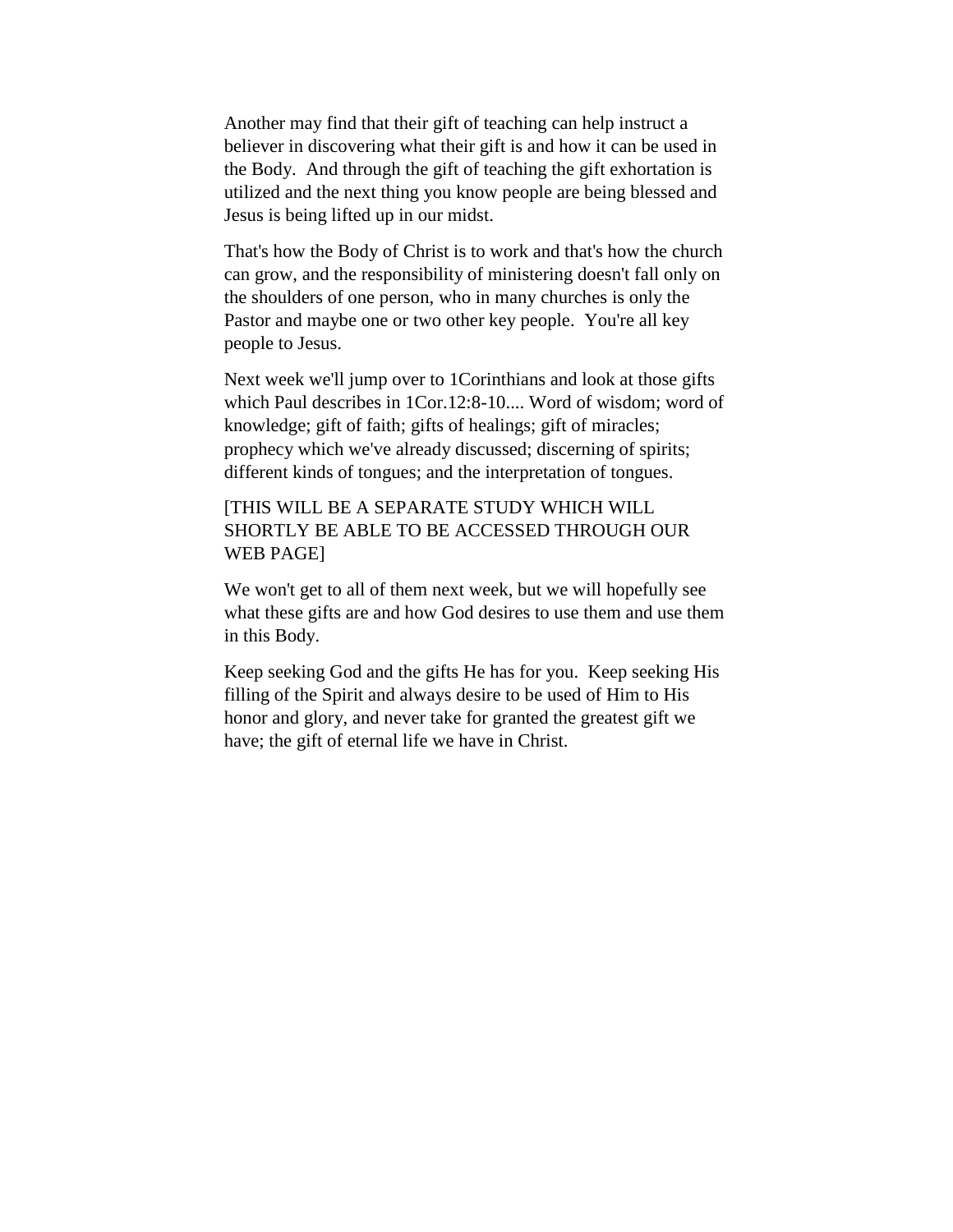Another may find that their gift of teaching can help instruct a believer in discovering what their gift is and how it can be used in the Body.  And through the gift of teaching the gift exhortation is utilized and the next thing you know people are being blessed and Jesus is being lifted up in our midst.

That's how the Body of Christ is to work and that's how the church can grow, and the responsibility of ministering doesn't fall only on the shoulders of one person, who in many churches is only the Pastor and maybe one or two other key people.  You're all key people to Jesus.

Next week we'll jump over to 1Corinthians and look at those gifts which Paul describes in 1Cor.12:8-10.... Word of wisdom; word of knowledge; gift of faith; gifts of healings; gift of miracles; prophecy which we've already discussed; discerning of spirits; different kinds of tongues; and the interpretation of tongues.

[THIS WILL BE A SEPARATE STUDY WHICH WILL SHORTLY BE ABLE TO BE ACCESSED THROUGH OUR WEB PAGE]

We won't get to all of them next week, but we will hopefully see what these gifts are and how God desires to use them and use them in this Body.

Keep seeking God and the gifts He has for you.  Keep seeking His filling of the Spirit and always desire to be used of Him to His honor and glory, and never take for granted the greatest gift we have; the gift of eternal life we have in Christ.